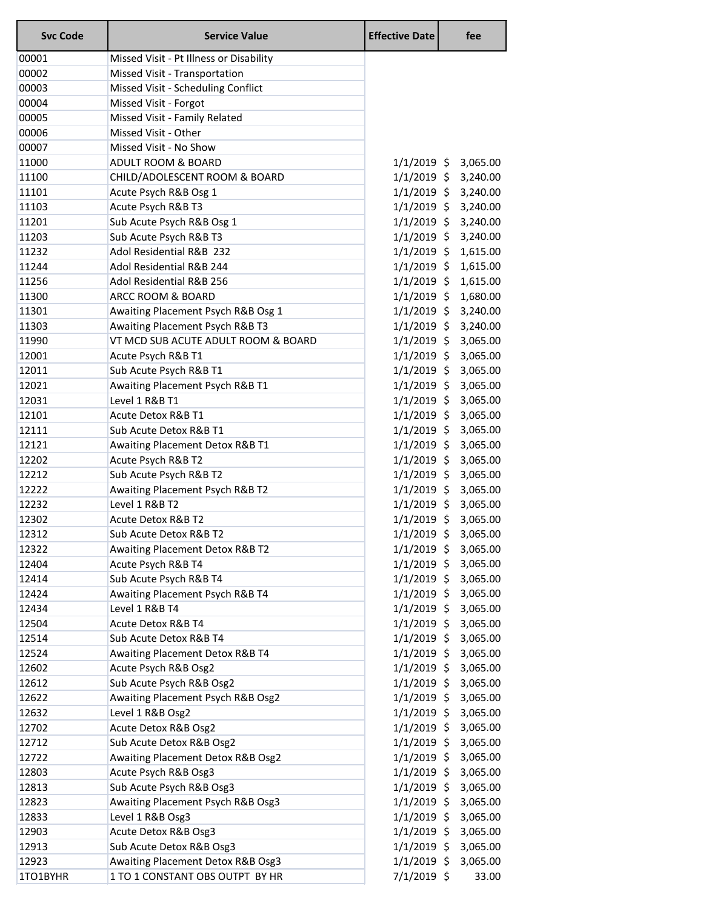| Svc Code | Service Value | Effective Date | fee |
|---|---|---|---|
| 00001 | Missed Visit - Pt Illness or Disability | | |
| 00002 | Missed Visit - Transportation | | |
| 00003 | Missed Visit - Scheduling Conflict | | |
| 00004 | Missed Visit - Forgot | | |
| 00005 | Missed Visit - Family Related | | |
| 00006 | Missed Visit - Other | | |
| 00007 | Missed Visit - No Show | | |
| 11000 | ADULT ROOM & BOARD | 1/1/2019 | $ 3,065.00 |
| 11100 | CHILD/ADOLESCENT ROOM & BOARD | 1/1/2019 | $ 3,240.00 |
| 11101 | Acute Psych R&B Osg 1 | 1/1/2019 | $ 3,240.00 |
| 11103 | Acute Psych R&B T3 | 1/1/2019 | $ 3,240.00 |
| 11201 | Sub Acute Psych R&B Osg 1 | 1/1/2019 | $ 3,240.00 |
| 11203 | Sub Acute Psych R&B T3 | 1/1/2019 | $ 3,240.00 |
| 11232 | Adol Residential R&B 232 | 1/1/2019 | $ 1,615.00 |
| 11244 | Adol Residential R&B 244 | 1/1/2019 | $ 1,615.00 |
| 11256 | Adol Residential R&B 256 | 1/1/2019 | $ 1,615.00 |
| 11300 | ARCC ROOM & BOARD | 1/1/2019 | $ 1,680.00 |
| 11301 | Awaiting Placement Psych R&B Osg 1 | 1/1/2019 | $ 3,240.00 |
| 11303 | Awaiting Placement Psych R&B T3 | 1/1/2019 | $ 3,240.00 |
| 11990 | VT MCD SUB ACUTE ADULT ROOM & BOARD | 1/1/2019 | $ 3,065.00 |
| 12001 | Acute Psych R&B T1 | 1/1/2019 | $ 3,065.00 |
| 12011 | Sub Acute Psych R&B T1 | 1/1/2019 | $ 3,065.00 |
| 12021 | Awaiting Placement Psych R&B T1 | 1/1/2019 | $ 3,065.00 |
| 12031 | Level 1 R&B T1 | 1/1/2019 | $ 3,065.00 |
| 12101 | Acute Detox R&B T1 | 1/1/2019 | $ 3,065.00 |
| 12111 | Sub Acute Detox R&B T1 | 1/1/2019 | $ 3,065.00 |
| 12121 | Awaiting Placement Detox R&B T1 | 1/1/2019 | $ 3,065.00 |
| 12202 | Acute Psych R&B T2 | 1/1/2019 | $ 3,065.00 |
| 12212 | Sub Acute Psych R&B T2 | 1/1/2019 | $ 3,065.00 |
| 12222 | Awaiting Placement Psych R&B T2 | 1/1/2019 | $ 3,065.00 |
| 12232 | Level 1 R&B T2 | 1/1/2019 | $ 3,065.00 |
| 12302 | Acute Detox R&B T2 | 1/1/2019 | $ 3,065.00 |
| 12312 | Sub Acute Detox R&B T2 | 1/1/2019 | $ 3,065.00 |
| 12322 | Awaiting Placement Detox R&B T2 | 1/1/2019 | $ 3,065.00 |
| 12404 | Acute Psych R&B T4 | 1/1/2019 | $ 3,065.00 |
| 12414 | Sub Acute Psych R&B T4 | 1/1/2019 | $ 3,065.00 |
| 12424 | Awaiting Placement Psych R&B T4 | 1/1/2019 | $ 3,065.00 |
| 12434 | Level 1 R&B T4 | 1/1/2019 | $ 3,065.00 |
| 12504 | Acute Detox R&B T4 | 1/1/2019 | $ 3,065.00 |
| 12514 | Sub Acute Detox R&B T4 | 1/1/2019 | $ 3,065.00 |
| 12524 | Awaiting Placement Detox R&B T4 | 1/1/2019 | $ 3,065.00 |
| 12602 | Acute Psych R&B Osg2 | 1/1/2019 | $ 3,065.00 |
| 12612 | Sub Acute Psych R&B Osg2 | 1/1/2019 | $ 3,065.00 |
| 12622 | Awaiting Placement Psych R&B Osg2 | 1/1/2019 | $ 3,065.00 |
| 12632 | Level 1 R&B Osg2 | 1/1/2019 | $ 3,065.00 |
| 12702 | Acute Detox R&B Osg2 | 1/1/2019 | $ 3,065.00 |
| 12712 | Sub Acute Detox R&B Osg2 | 1/1/2019 | $ 3,065.00 |
| 12722 | Awaiting Placement Detox R&B Osg2 | 1/1/2019 | $ 3,065.00 |
| 12803 | Acute Psych R&B Osg3 | 1/1/2019 | $ 3,065.00 |
| 12813 | Sub Acute Psych R&B Osg3 | 1/1/2019 | $ 3,065.00 |
| 12823 | Awaiting Placement Psych R&B Osg3 | 1/1/2019 | $ 3,065.00 |
| 12833 | Level 1 R&B Osg3 | 1/1/2019 | $ 3,065.00 |
| 12903 | Acute Detox R&B Osg3 | 1/1/2019 | $ 3,065.00 |
| 12913 | Sub Acute Detox R&B Osg3 | 1/1/2019 | $ 3,065.00 |
| 12923 | Awaiting Placement Detox R&B Osg3 | 1/1/2019 | $ 3,065.00 |
| 1TO1BYHR | 1 TO 1 CONSTANT OBS OUTPT BY HR | 7/1/2019 | $ 33.00 |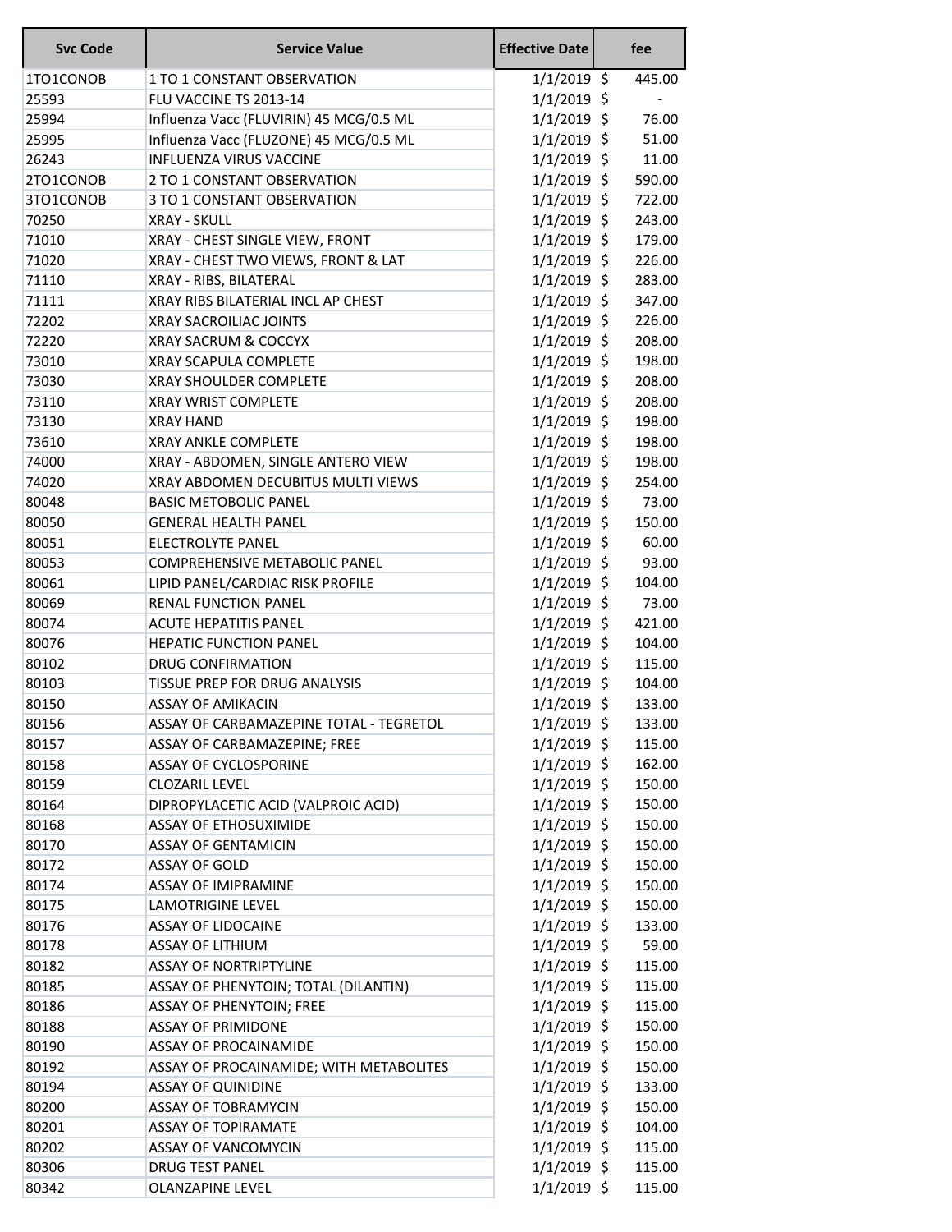| Svc Code | Service Value | Effective Date | fee |
|---|---|---|---|
| 1TO1CONOB | 1 TO 1 CONSTANT OBSERVATION | 1/1/2019 | $ 445.00 |
| 25593 | FLU VACCINE TS 2013-14 | 1/1/2019 | $ - |
| 25994 | Influenza Vacc (FLUVIRIN) 45 MCG/0.5 ML | 1/1/2019 | $ 76.00 |
| 25995 | Influenza Vacc (FLUZONE) 45 MCG/0.5 ML | 1/1/2019 | $ 51.00 |
| 26243 | INFLUENZA VIRUS VACCINE | 1/1/2019 | $ 11.00 |
| 2TO1CONOB | 2 TO 1 CONSTANT OBSERVATION | 1/1/2019 | $ 590.00 |
| 3TO1CONOB | 3 TO 1 CONSTANT OBSERVATION | 1/1/2019 | $ 722.00 |
| 70250 | XRAY - SKULL | 1/1/2019 | $ 243.00 |
| 71010 | XRAY - CHEST SINGLE VIEW, FRONT | 1/1/2019 | $ 179.00 |
| 71020 | XRAY - CHEST TWO VIEWS, FRONT & LAT | 1/1/2019 | $ 226.00 |
| 71110 | XRAY - RIBS, BILATERAL | 1/1/2019 | $ 283.00 |
| 71111 | XRAY RIBS BILATERIAL INCL AP CHEST | 1/1/2019 | $ 347.00 |
| 72202 | XRAY SACROILIAC JOINTS | 1/1/2019 | $ 226.00 |
| 72220 | XRAY SACRUM & COCCYX | 1/1/2019 | $ 208.00 |
| 73010 | XRAY SCAPULA COMPLETE | 1/1/2019 | $ 198.00 |
| 73030 | XRAY SHOULDER COMPLETE | 1/1/2019 | $ 208.00 |
| 73110 | XRAY WRIST COMPLETE | 1/1/2019 | $ 208.00 |
| 73130 | XRAY HAND | 1/1/2019 | $ 198.00 |
| 73610 | XRAY ANKLE COMPLETE | 1/1/2019 | $ 198.00 |
| 74000 | XRAY - ABDOMEN, SINGLE ANTERO VIEW | 1/1/2019 | $ 198.00 |
| 74020 | XRAY ABDOMEN DECUBITUS MULTI VIEWS | 1/1/2019 | $ 254.00 |
| 80048 | BASIC METOBOLIC PANEL | 1/1/2019 | $ 73.00 |
| 80050 | GENERAL HEALTH PANEL | 1/1/2019 | $ 150.00 |
| 80051 | ELECTROLYTE PANEL | 1/1/2019 | $ 60.00 |
| 80053 | COMPREHENSIVE METABOLIC PANEL | 1/1/2019 | $ 93.00 |
| 80061 | LIPID PANEL/CARDIAC RISK PROFILE | 1/1/2019 | $ 104.00 |
| 80069 | RENAL FUNCTION PANEL | 1/1/2019 | $ 73.00 |
| 80074 | ACUTE HEPATITIS PANEL | 1/1/2019 | $ 421.00 |
| 80076 | HEPATIC FUNCTION PANEL | 1/1/2019 | $ 104.00 |
| 80102 | DRUG CONFIRMATION | 1/1/2019 | $ 115.00 |
| 80103 | TISSUE PREP FOR DRUG ANALYSIS | 1/1/2019 | $ 104.00 |
| 80150 | ASSAY OF AMIKACIN | 1/1/2019 | $ 133.00 |
| 80156 | ASSAY OF CARBAMAZEPINE TOTAL - TEGRETOL | 1/1/2019 | $ 133.00 |
| 80157 | ASSAY OF CARBAMAZEPINE; FREE | 1/1/2019 | $ 115.00 |
| 80158 | ASSAY OF CYCLOSPORINE | 1/1/2019 | $ 162.00 |
| 80159 | CLOZARIL LEVEL | 1/1/2019 | $ 150.00 |
| 80164 | DIPROPYLACETIC ACID (VALPROIC ACID) | 1/1/2019 | $ 150.00 |
| 80168 | ASSAY OF ETHOSUXIMIDE | 1/1/2019 | $ 150.00 |
| 80170 | ASSAY OF GENTAMICIN | 1/1/2019 | $ 150.00 |
| 80172 | ASSAY OF GOLD | 1/1/2019 | $ 150.00 |
| 80174 | ASSAY OF IMIPRAMINE | 1/1/2019 | $ 150.00 |
| 80175 | LAMOTRIGINE LEVEL | 1/1/2019 | $ 150.00 |
| 80176 | ASSAY OF LIDOCAINE | 1/1/2019 | $ 133.00 |
| 80178 | ASSAY OF LITHIUM | 1/1/2019 | $ 59.00 |
| 80182 | ASSAY OF NORTRIPTYLINE | 1/1/2019 | $ 115.00 |
| 80185 | ASSAY OF PHENYTOIN; TOTAL (DILANTIN) | 1/1/2019 | $ 115.00 |
| 80186 | ASSAY OF PHENYTOIN; FREE | 1/1/2019 | $ 115.00 |
| 80188 | ASSAY OF PRIMIDONE | 1/1/2019 | $ 150.00 |
| 80190 | ASSAY OF PROCAINAMIDE | 1/1/2019 | $ 150.00 |
| 80192 | ASSAY OF PROCAINAMIDE; WITH METABOLITES | 1/1/2019 | $ 150.00 |
| 80194 | ASSAY OF QUINIDINE | 1/1/2019 | $ 133.00 |
| 80200 | ASSAY OF TOBRAMYCIN | 1/1/2019 | $ 150.00 |
| 80201 | ASSAY OF TOPIRAMATE | 1/1/2019 | $ 104.00 |
| 80202 | ASSAY OF VANCOMYCIN | 1/1/2019 | $ 115.00 |
| 80306 | DRUG TEST PANEL | 1/1/2019 | $ 115.00 |
| 80342 | OLANZAPINE LEVEL | 1/1/2019 | $ 115.00 |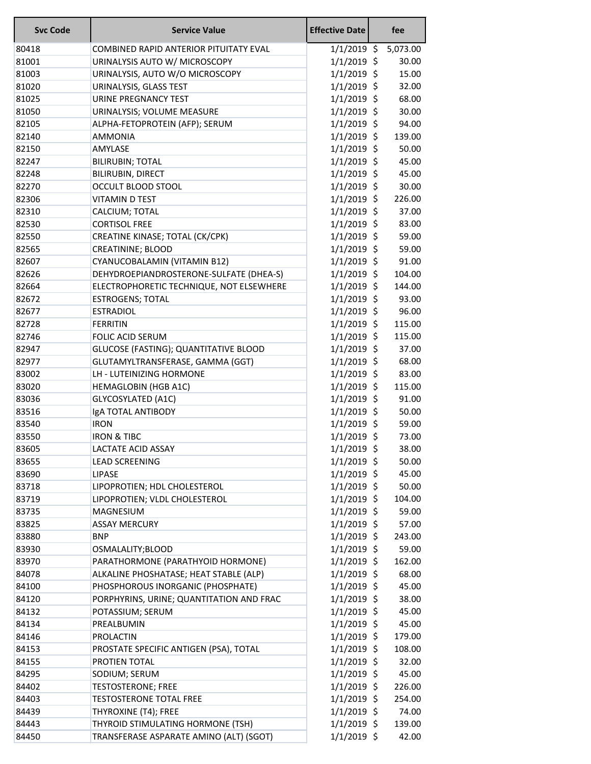| Svc Code | Service Value | Effective Date | fee |
|---|---|---|---|
| 80418 | COMBINED RAPID ANTERIOR PITUITATY EVAL | 1/1/2019 | $ 5,073.00 |
| 81001 | URINALYSIS AUTO W/ MICROSCOPY | 1/1/2019 | $ 30.00 |
| 81003 | URINALYSIS, AUTO W/O MICROSCOPY | 1/1/2019 | $ 15.00 |
| 81020 | URINALYSIS, GLASS TEST | 1/1/2019 | $ 32.00 |
| 81025 | URINE PREGNANCY TEST | 1/1/2019 | $ 68.00 |
| 81050 | URINALYSIS; VOLUME MEASURE | 1/1/2019 | $ 30.00 |
| 82105 | ALPHA-FETOPROTEIN (AFP); SERUM | 1/1/2019 | $ 94.00 |
| 82140 | AMMONIA | 1/1/2019 | $ 139.00 |
| 82150 | AMYLASE | 1/1/2019 | $ 50.00 |
| 82247 | BILIRUBIN; TOTAL | 1/1/2019 | $ 45.00 |
| 82248 | BILIRUBIN, DIRECT | 1/1/2019 | $ 45.00 |
| 82270 | OCCULT BLOOD STOOL | 1/1/2019 | $ 30.00 |
| 82306 | VITAMIN D TEST | 1/1/2019 | $ 226.00 |
| 82310 | CALCIUM; TOTAL | 1/1/2019 | $ 37.00 |
| 82530 | CORTISOL FREE | 1/1/2019 | $ 83.00 |
| 82550 | CREATINE KINASE; TOTAL (CK/CPK) | 1/1/2019 | $ 59.00 |
| 82565 | CREATININE; BLOOD | 1/1/2019 | $ 59.00 |
| 82607 | CYANUCOBALAMIN (VITAMIN B12) | 1/1/2019 | $ 91.00 |
| 82626 | DEHYDROEPIANDROSTERONE-SULFATE (DHEA-S) | 1/1/2019 | $ 104.00 |
| 82664 | ELECTROPHORETIC TECHNIQUE, NOT ELSEWHERE | 1/1/2019 | $ 144.00 |
| 82672 | ESTROGENS; TOTAL | 1/1/2019 | $ 93.00 |
| 82677 | ESTRADIOL | 1/1/2019 | $ 96.00 |
| 82728 | FERRITIN | 1/1/2019 | $ 115.00 |
| 82746 | FOLIC ACID SERUM | 1/1/2019 | $ 115.00 |
| 82947 | GLUCOSE (FASTING); QUANTITATIVE BLOOD | 1/1/2019 | $ 37.00 |
| 82977 | GLUTAMYLTRANSFERASE, GAMMA (GGT) | 1/1/2019 | $ 68.00 |
| 83002 | LH - LUTEINIZING HORMONE | 1/1/2019 | $ 83.00 |
| 83020 | HEMAGLOBIN (HGB A1C) | 1/1/2019 | $ 115.00 |
| 83036 | GLYCOSYLATED (A1C) | 1/1/2019 | $ 91.00 |
| 83516 | IgA TOTAL ANTIBODY | 1/1/2019 | $ 50.00 |
| 83540 | IRON | 1/1/2019 | $ 59.00 |
| 83550 | IRON & TIBC | 1/1/2019 | $ 73.00 |
| 83605 | LACTATE ACID ASSAY | 1/1/2019 | $ 38.00 |
| 83655 | LEAD SCREENING | 1/1/2019 | $ 50.00 |
| 83690 | LIPASE | 1/1/2019 | $ 45.00 |
| 83718 | LIPOPROTIEN; HDL CHOLESTEROL | 1/1/2019 | $ 50.00 |
| 83719 | LIPOPROTIEN; VLDL CHOLESTEROL | 1/1/2019 | $ 104.00 |
| 83735 | MAGNESIUM | 1/1/2019 | $ 59.00 |
| 83825 | ASSAY MERCURY | 1/1/2019 | $ 57.00 |
| 83880 | BNP | 1/1/2019 | $ 243.00 |
| 83930 | OSMALALITY;BLOOD | 1/1/2019 | $ 59.00 |
| 83970 | PARATHORMONE (PARATHYOID HORMONE) | 1/1/2019 | $ 162.00 |
| 84078 | ALKALINE PHOSHATASE; HEAT STABLE (ALP) | 1/1/2019 | $ 68.00 |
| 84100 | PHOSPHOROUS INORGANIC (PHOSPHATE) | 1/1/2019 | $ 45.00 |
| 84120 | PORPHYRINS, URINE; QUANTITATION AND FRAC | 1/1/2019 | $ 38.00 |
| 84132 | POTASSIUM; SERUM | 1/1/2019 | $ 45.00 |
| 84134 | PREALBUMIN | 1/1/2019 | $ 45.00 |
| 84146 | PROLACTIN | 1/1/2019 | $ 179.00 |
| 84153 | PROSTATE SPECIFIC ANTIGEN (PSA), TOTAL | 1/1/2019 | $ 108.00 |
| 84155 | PROTIEN TOTAL | 1/1/2019 | $ 32.00 |
| 84295 | SODIUM; SERUM | 1/1/2019 | $ 45.00 |
| 84402 | TESTOSTERONE; FREE | 1/1/2019 | $ 226.00 |
| 84403 | TESTOSTERONE TOTAL FREE | 1/1/2019 | $ 254.00 |
| 84439 | THYROXINE (T4); FREE | 1/1/2019 | $ 74.00 |
| 84443 | THYROID STIMULATING HORMONE (TSH) | 1/1/2019 | $ 139.00 |
| 84450 | TRANSFERASE ASPARATE AMINO (ALT) (SGOT) | 1/1/2019 | $ 42.00 |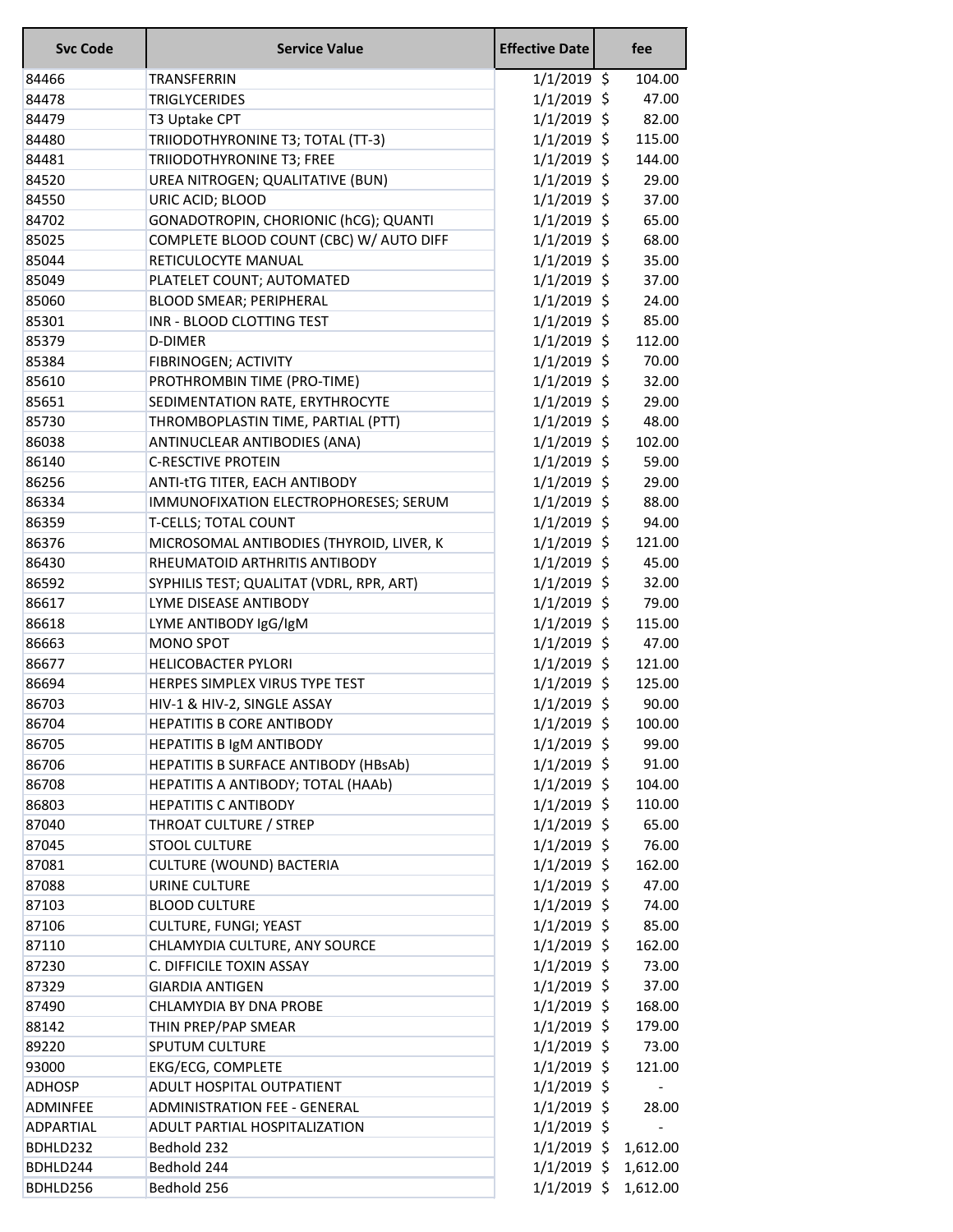| Svc Code | Service Value | Effective Date | fee |
|---|---|---|---|
| 84466 | TRANSFERRIN | 1/1/2019 | $ 104.00 |
| 84478 | TRIGLYCERIDES | 1/1/2019 | $ 47.00 |
| 84479 | T3 Uptake CPT | 1/1/2019 | $ 82.00 |
| 84480 | TRIIODOTHYRONINE T3; TOTAL (TT-3) | 1/1/2019 | $ 115.00 |
| 84481 | TRIIODOTHYRONINE T3; FREE | 1/1/2019 | $ 144.00 |
| 84520 | UREA NITROGEN; QUALITATIVE (BUN) | 1/1/2019 | $ 29.00 |
| 84550 | URIC ACID; BLOOD | 1/1/2019 | $ 37.00 |
| 84702 | GONADOTROPIN, CHORIONIC (hCG); QUANTI | 1/1/2019 | $ 65.00 |
| 85025 | COMPLETE BLOOD COUNT (CBC) W/ AUTO DIFF | 1/1/2019 | $ 68.00 |
| 85044 | RETICULOCYTE MANUAL | 1/1/2019 | $ 35.00 |
| 85049 | PLATELET COUNT; AUTOMATED | 1/1/2019 | $ 37.00 |
| 85060 | BLOOD SMEAR; PERIPHERAL | 1/1/2019 | $ 24.00 |
| 85301 | INR - BLOOD CLOTTING TEST | 1/1/2019 | $ 85.00 |
| 85379 | D-DIMER | 1/1/2019 | $ 112.00 |
| 85384 | FIBRINOGEN; ACTIVITY | 1/1/2019 | $ 70.00 |
| 85610 | PROTHROMBIN TIME (PRO-TIME) | 1/1/2019 | $ 32.00 |
| 85651 | SEDIMENTATION RATE, ERYTHROCYTE | 1/1/2019 | $ 29.00 |
| 85730 | THROMBOPLASTIN TIME, PARTIAL (PTT) | 1/1/2019 | $ 48.00 |
| 86038 | ANTINUCLEAR ANTIBODIES (ANA) | 1/1/2019 | $ 102.00 |
| 86140 | C-RESCTIVE PROTEIN | 1/1/2019 | $ 59.00 |
| 86256 | ANTI-tTG TITER, EACH ANTIBODY | 1/1/2019 | $ 29.00 |
| 86334 | IMMUNOFIXATION ELECTROPHORESES; SERUM | 1/1/2019 | $ 88.00 |
| 86359 | T-CELLS; TOTAL COUNT | 1/1/2019 | $ 94.00 |
| 86376 | MICROSOMAL ANTIBODIES (THYROID, LIVER, K | 1/1/2019 | $ 121.00 |
| 86430 | RHEUMATOID ARTHRITIS ANTIBODY | 1/1/2019 | $ 45.00 |
| 86592 | SYPHILIS TEST; QUALITAT (VDRL, RPR, ART) | 1/1/2019 | $ 32.00 |
| 86617 | LYME DISEASE ANTIBODY | 1/1/2019 | $ 79.00 |
| 86618 | LYME ANTIBODY IgG/IgM | 1/1/2019 | $ 115.00 |
| 86663 | MONO SPOT | 1/1/2019 | $ 47.00 |
| 86677 | HELICOBACTER PYLORI | 1/1/2019 | $ 121.00 |
| 86694 | HERPES SIMPLEX VIRUS TYPE TEST | 1/1/2019 | $ 125.00 |
| 86703 | HIV-1 & HIV-2, SINGLE ASSAY | 1/1/2019 | $ 90.00 |
| 86704 | HEPATITIS B CORE ANTIBODY | 1/1/2019 | $ 100.00 |
| 86705 | HEPATITIS B IgM ANTIBODY | 1/1/2019 | $ 99.00 |
| 86706 | HEPATITIS B SURFACE ANTIBODY (HBsAb) | 1/1/2019 | $ 91.00 |
| 86708 | HEPATITIS A ANTIBODY; TOTAL (HAAb) | 1/1/2019 | $ 104.00 |
| 86803 | HEPATITIS C ANTIBODY | 1/1/2019 | $ 110.00 |
| 87040 | THROAT CULTURE / STREP | 1/1/2019 | $ 65.00 |
| 87045 | STOOL CULTURE | 1/1/2019 | $ 76.00 |
| 87081 | CULTURE (WOUND) BACTERIA | 1/1/2019 | $ 162.00 |
| 87088 | URINE CULTURE | 1/1/2019 | $ 47.00 |
| 87103 | BLOOD CULTURE | 1/1/2019 | $ 74.00 |
| 87106 | CULTURE, FUNGI; YEAST | 1/1/2019 | $ 85.00 |
| 87110 | CHLAMYDIA CULTURE, ANY SOURCE | 1/1/2019 | $ 162.00 |
| 87230 | C. DIFFICILE TOXIN ASSAY | 1/1/2019 | $ 73.00 |
| 87329 | GIARDIA ANTIGEN | 1/1/2019 | $ 37.00 |
| 87490 | CHLAMYDIA BY DNA PROBE | 1/1/2019 | $ 168.00 |
| 88142 | THIN PREP/PAP SMEAR | 1/1/2019 | $ 179.00 |
| 89220 | SPUTUM CULTURE | 1/1/2019 | $ 73.00 |
| 93000 | EKG/ECG, COMPLETE | 1/1/2019 | $ 121.00 |
| ADHOSP | ADULT HOSPITAL OUTPATIENT | 1/1/2019 | $ - |
| ADMINFEE | ADMINISTRATION FEE - GENERAL | 1/1/2019 | $ 28.00 |
| ADPARTIAL | ADULT PARTIAL HOSPITALIZATION | 1/1/2019 | $ - |
| BDHLD232 | Bedhold 232 | 1/1/2019 | $ 1,612.00 |
| BDHLD244 | Bedhold 244 | 1/1/2019 | $ 1,612.00 |
| BDHLD256 | Bedhold 256 | 1/1/2019 | $ 1,612.00 |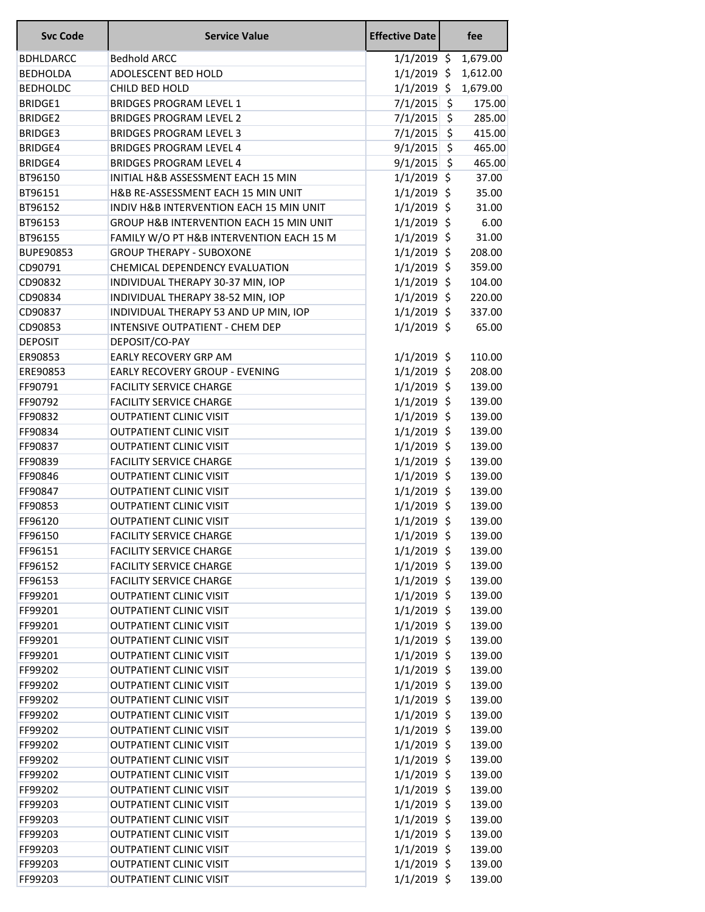| Svc Code | Service Value | Effective Date | fee |
|---|---|---|---|
| BDHLDARCC | Bedhold ARCC | 1/1/2019 | $ 1,679.00 |
| BEDHOLDA | ADOLESCENT BED HOLD | 1/1/2019 | $ 1,612.00 |
| BEDHOLDC | CHILD BED HOLD | 1/1/2019 | $ 1,679.00 |
| BRIDGE1 | BRIDGES PROGRAM LEVEL 1 | 7/1/2015 | $ 175.00 |
| BRIDGE2 | BRIDGES PROGRAM LEVEL 2 | 7/1/2015 | $ 285.00 |
| BRIDGE3 | BRIDGES PROGRAM LEVEL 3 | 7/1/2015 | $ 415.00 |
| BRIDGE4 | BRIDGES PROGRAM LEVEL 4 | 9/1/2015 | $ 465.00 |
| BRIDGE4 | BRIDGES PROGRAM LEVEL 4 | 9/1/2015 | $ 465.00 |
| BT96150 | INITIAL H&B ASSESSMENT EACH 15 MIN | 1/1/2019 | $ 37.00 |
| BT96151 | H&B RE-ASSESSMENT EACH 15 MIN UNIT | 1/1/2019 | $ 35.00 |
| BT96152 | INDIV H&B INTERVENTION EACH 15 MIN UNIT | 1/1/2019 | $ 31.00 |
| BT96153 | GROUP H&B INTERVENTION EACH 15 MIN UNIT | 1/1/2019 | $ 6.00 |
| BT96155 | FAMILY W/O PT H&B INTERVENTION EACH 15 M | 1/1/2019 | $ 31.00 |
| BUPE90853 | GROUP THERAPY - SUBOXONE | 1/1/2019 | $ 208.00 |
| CD90791 | CHEMICAL DEPENDENCY EVALUATION | 1/1/2019 | $ 359.00 |
| CD90832 | INDIVIDUAL THERAPY 30-37 MIN, IOP | 1/1/2019 | $ 104.00 |
| CD90834 | INDIVIDUAL THERAPY 38-52 MIN, IOP | 1/1/2019 | $ 220.00 |
| CD90837 | INDIVIDUAL THERAPY 53 AND UP MIN, IOP | 1/1/2019 | $ 337.00 |
| CD90853 | INTENSIVE OUTPATIENT - CHEM DEP | 1/1/2019 | $ 65.00 |
| DEPOSIT | DEPOSIT/CO-PAY | | |
| ER90853 | EARLY RECOVERY GRP AM | 1/1/2019 | $ 110.00 |
| ERE90853 | EARLY RECOVERY GROUP - EVENING | 1/1/2019 | $ 208.00 |
| FF90791 | FACILITY SERVICE CHARGE | 1/1/2019 | $ 139.00 |
| FF90792 | FACILITY SERVICE CHARGE | 1/1/2019 | $ 139.00 |
| FF90832 | OUTPATIENT CLINIC VISIT | 1/1/2019 | $ 139.00 |
| FF90834 | OUTPATIENT CLINIC VISIT | 1/1/2019 | $ 139.00 |
| FF90837 | OUTPATIENT CLINIC VISIT | 1/1/2019 | $ 139.00 |
| FF90839 | FACILITY SERVICE CHARGE | 1/1/2019 | $ 139.00 |
| FF90846 | OUTPATIENT CLINIC VISIT | 1/1/2019 | $ 139.00 |
| FF90847 | OUTPATIENT CLINIC VISIT | 1/1/2019 | $ 139.00 |
| FF90853 | OUTPATIENT CLINIC VISIT | 1/1/2019 | $ 139.00 |
| FF96120 | OUTPATIENT CLINIC VISIT | 1/1/2019 | $ 139.00 |
| FF96150 | FACILITY SERVICE CHARGE | 1/1/2019 | $ 139.00 |
| FF96151 | FACILITY SERVICE CHARGE | 1/1/2019 | $ 139.00 |
| FF96152 | FACILITY SERVICE CHARGE | 1/1/2019 | $ 139.00 |
| FF96153 | FACILITY SERVICE CHARGE | 1/1/2019 | $ 139.00 |
| FF99201 | OUTPATIENT CLINIC VISIT | 1/1/2019 | $ 139.00 |
| FF99201 | OUTPATIENT CLINIC VISIT | 1/1/2019 | $ 139.00 |
| FF99201 | OUTPATIENT CLINIC VISIT | 1/1/2019 | $ 139.00 |
| FF99201 | OUTPATIENT CLINIC VISIT | 1/1/2019 | $ 139.00 |
| FF99201 | OUTPATIENT CLINIC VISIT | 1/1/2019 | $ 139.00 |
| FF99202 | OUTPATIENT CLINIC VISIT | 1/1/2019 | $ 139.00 |
| FF99202 | OUTPATIENT CLINIC VISIT | 1/1/2019 | $ 139.00 |
| FF99202 | OUTPATIENT CLINIC VISIT | 1/1/2019 | $ 139.00 |
| FF99202 | OUTPATIENT CLINIC VISIT | 1/1/2019 | $ 139.00 |
| FF99202 | OUTPATIENT CLINIC VISIT | 1/1/2019 | $ 139.00 |
| FF99202 | OUTPATIENT CLINIC VISIT | 1/1/2019 | $ 139.00 |
| FF99202 | OUTPATIENT CLINIC VISIT | 1/1/2019 | $ 139.00 |
| FF99202 | OUTPATIENT CLINIC VISIT | 1/1/2019 | $ 139.00 |
| FF99202 | OUTPATIENT CLINIC VISIT | 1/1/2019 | $ 139.00 |
| FF99203 | OUTPATIENT CLINIC VISIT | 1/1/2019 | $ 139.00 |
| FF99203 | OUTPATIENT CLINIC VISIT | 1/1/2019 | $ 139.00 |
| FF99203 | OUTPATIENT CLINIC VISIT | 1/1/2019 | $ 139.00 |
| FF99203 | OUTPATIENT CLINIC VISIT | 1/1/2019 | $ 139.00 |
| FF99203 | OUTPATIENT CLINIC VISIT | 1/1/2019 | $ 139.00 |
| FF99203 | OUTPATIENT CLINIC VISIT | 1/1/2019 | $ 139.00 |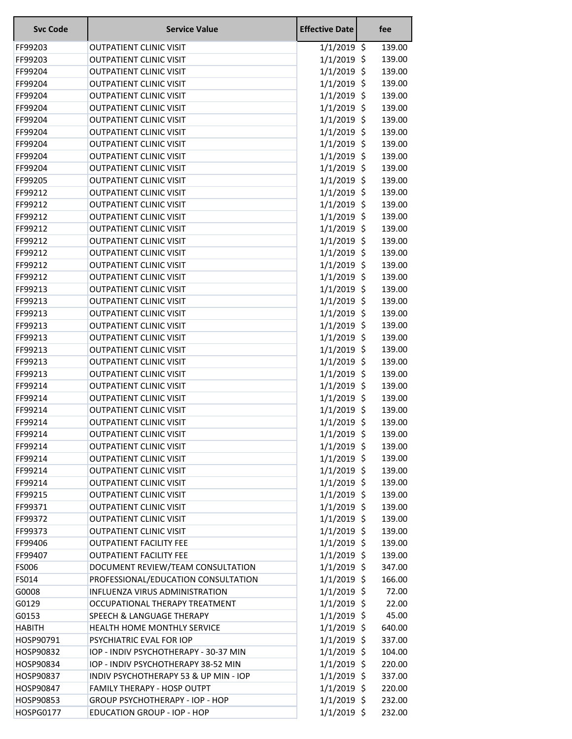| Svc Code | Service Value | Effective Date | fee |
|---|---|---|---|
| FF99203 | OUTPATIENT CLINIC VISIT | 1/1/2019 | $ 139.00 |
| FF99203 | OUTPATIENT CLINIC VISIT | 1/1/2019 | $ 139.00 |
| FF99204 | OUTPATIENT CLINIC VISIT | 1/1/2019 | $ 139.00 |
| FF99204 | OUTPATIENT CLINIC VISIT | 1/1/2019 | $ 139.00 |
| FF99204 | OUTPATIENT CLINIC VISIT | 1/1/2019 | $ 139.00 |
| FF99204 | OUTPATIENT CLINIC VISIT | 1/1/2019 | $ 139.00 |
| FF99204 | OUTPATIENT CLINIC VISIT | 1/1/2019 | $ 139.00 |
| FF99204 | OUTPATIENT CLINIC VISIT | 1/1/2019 | $ 139.00 |
| FF99204 | OUTPATIENT CLINIC VISIT | 1/1/2019 | $ 139.00 |
| FF99204 | OUTPATIENT CLINIC VISIT | 1/1/2019 | $ 139.00 |
| FF99204 | OUTPATIENT CLINIC VISIT | 1/1/2019 | $ 139.00 |
| FF99205 | OUTPATIENT CLINIC VISIT | 1/1/2019 | $ 139.00 |
| FF99212 | OUTPATIENT CLINIC VISIT | 1/1/2019 | $ 139.00 |
| FF99212 | OUTPATIENT CLINIC VISIT | 1/1/2019 | $ 139.00 |
| FF99212 | OUTPATIENT CLINIC VISIT | 1/1/2019 | $ 139.00 |
| FF99212 | OUTPATIENT CLINIC VISIT | 1/1/2019 | $ 139.00 |
| FF99212 | OUTPATIENT CLINIC VISIT | 1/1/2019 | $ 139.00 |
| FF99212 | OUTPATIENT CLINIC VISIT | 1/1/2019 | $ 139.00 |
| FF99212 | OUTPATIENT CLINIC VISIT | 1/1/2019 | $ 139.00 |
| FF99212 | OUTPATIENT CLINIC VISIT | 1/1/2019 | $ 139.00 |
| FF99213 | OUTPATIENT CLINIC VISIT | 1/1/2019 | $ 139.00 |
| FF99213 | OUTPATIENT CLINIC VISIT | 1/1/2019 | $ 139.00 |
| FF99213 | OUTPATIENT CLINIC VISIT | 1/1/2019 | $ 139.00 |
| FF99213 | OUTPATIENT CLINIC VISIT | 1/1/2019 | $ 139.00 |
| FF99213 | OUTPATIENT CLINIC VISIT | 1/1/2019 | $ 139.00 |
| FF99213 | OUTPATIENT CLINIC VISIT | 1/1/2019 | $ 139.00 |
| FF99213 | OUTPATIENT CLINIC VISIT | 1/1/2019 | $ 139.00 |
| FF99213 | OUTPATIENT CLINIC VISIT | 1/1/2019 | $ 139.00 |
| FF99214 | OUTPATIENT CLINIC VISIT | 1/1/2019 | $ 139.00 |
| FF99214 | OUTPATIENT CLINIC VISIT | 1/1/2019 | $ 139.00 |
| FF99214 | OUTPATIENT CLINIC VISIT | 1/1/2019 | $ 139.00 |
| FF99214 | OUTPATIENT CLINIC VISIT | 1/1/2019 | $ 139.00 |
| FF99214 | OUTPATIENT CLINIC VISIT | 1/1/2019 | $ 139.00 |
| FF99214 | OUTPATIENT CLINIC VISIT | 1/1/2019 | $ 139.00 |
| FF99214 | OUTPATIENT CLINIC VISIT | 1/1/2019 | $ 139.00 |
| FF99214 | OUTPATIENT CLINIC VISIT | 1/1/2019 | $ 139.00 |
| FF99214 | OUTPATIENT CLINIC VISIT | 1/1/2019 | $ 139.00 |
| FF99215 | OUTPATIENT CLINIC VISIT | 1/1/2019 | $ 139.00 |
| FF99371 | OUTPATIENT CLINIC VISIT | 1/1/2019 | $ 139.00 |
| FF99372 | OUTPATIENT CLINIC VISIT | 1/1/2019 | $ 139.00 |
| FF99373 | OUTPATIENT CLINIC VISIT | 1/1/2019 | $ 139.00 |
| FF99406 | OUTPATIENT FACILITY FEE | 1/1/2019 | $ 139.00 |
| FF99407 | OUTPATIENT FACILITY FEE | 1/1/2019 | $ 139.00 |
| FS006 | DOCUMENT REVIEW/TEAM CONSULTATION | 1/1/2019 | $ 347.00 |
| FS014 | PROFESSIONAL/EDUCATION CONSULTATION | 1/1/2019 | $ 166.00 |
| G0008 | INFLUENZA VIRUS ADMINISTRATION | 1/1/2019 | $ 72.00 |
| G0129 | OCCUPATIONAL THERAPY TREATMENT | 1/1/2019 | $ 22.00 |
| G0153 | SPEECH & LANGUAGE THERAPY | 1/1/2019 | $ 45.00 |
| HABITH | HEALTH HOME MONTHLY SERVICE | 1/1/2019 | $ 640.00 |
| HOSP90791 | PSYCHIATRIC EVAL FOR IOP | 1/1/2019 | $ 337.00 |
| HOSP90832 | IOP - INDIV PSYCHOTHERAPY - 30-37 MIN | 1/1/2019 | $ 104.00 |
| HOSP90834 | IOP - INDIV PSYCHOTHERAPY 38-52 MIN | 1/1/2019 | $ 220.00 |
| HOSP90837 | INDIV PSYCHOTHERAPY 53 & UP MIN - IOP | 1/1/2019 | $ 337.00 |
| HOSP90847 | FAMILY THERAPY - HOSP OUTPT | 1/1/2019 | $ 220.00 |
| HOSP90853 | GROUP PSYCHOTHERAPY - IOP - HOP | 1/1/2019 | $ 232.00 |
| HOSPG0177 | EDUCATION GROUP - IOP - HOP | 1/1/2019 | $ 232.00 |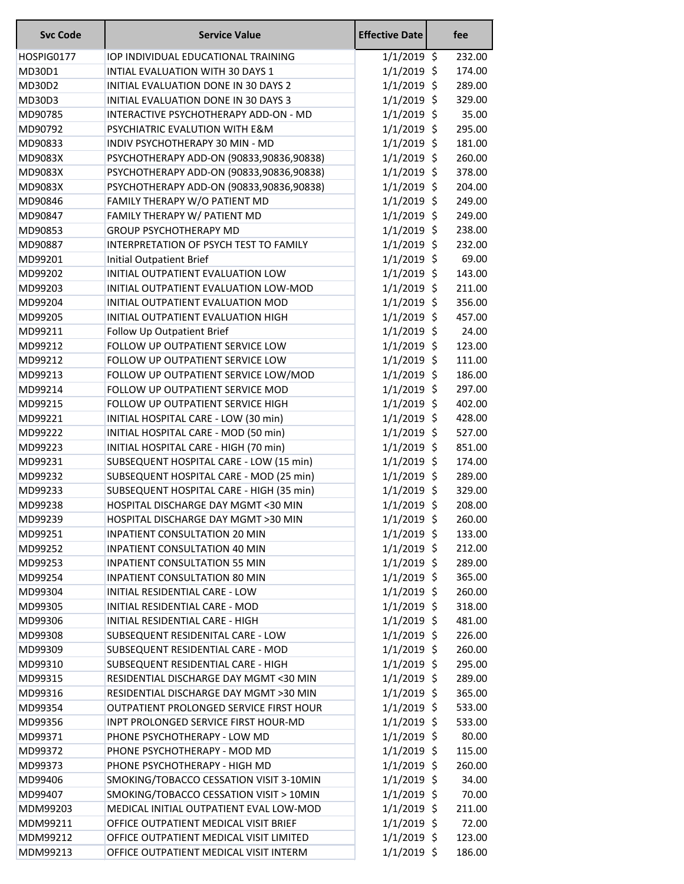| Svc Code | Service Value | Effective Date | fee |
|---|---|---|---|
| HOSPIG0177 | IOP INDIVIDUAL EDUCATIONAL TRAINING | 1/1/2019 | $ 232.00 |
| MD30D1 | INITIAL EVALUATION WITH 30 DAYS 1 | 1/1/2019 | $ 174.00 |
| MD30D2 | INITIAL EVALUATION DONE IN 30 DAYS 2 | 1/1/2019 | $ 289.00 |
| MD30D3 | INITIAL EVALUATION DONE IN 30 DAYS 3 | 1/1/2019 | $ 329.00 |
| MD90785 | INTERACTIVE PSYCHOTHERAPY ADD-ON - MD | 1/1/2019 | $ 35.00 |
| MD90792 | PSYCHIATRIC EVALUTION WITH E&M | 1/1/2019 | $ 295.00 |
| MD90833 | INDIV PSYCHOTHERAPY 30 MIN - MD | 1/1/2019 | $ 181.00 |
| MD9083X | PSYCHOTHERAPY ADD-ON (90833,90836,90838) | 1/1/2019 | $ 260.00 |
| MD9083X | PSYCHOTHERAPY ADD-ON (90833,90836,90838) | 1/1/2019 | $ 378.00 |
| MD9083X | PSYCHOTHERAPY ADD-ON (90833,90836,90838) | 1/1/2019 | $ 204.00 |
| MD90846 | FAMILY THERAPY W/O PATIENT MD | 1/1/2019 | $ 249.00 |
| MD90847 | FAMILY THERAPY W/ PATIENT MD | 1/1/2019 | $ 249.00 |
| MD90853 | GROUP PSYCHOTHERAPY MD | 1/1/2019 | $ 238.00 |
| MD90887 | INTERPRETATION OF PSYCH TEST TO FAMILY | 1/1/2019 | $ 232.00 |
| MD99201 | Initial Outpatient Brief | 1/1/2019 | $ 69.00 |
| MD99202 | INITIAL OUTPATIENT EVALUATION LOW | 1/1/2019 | $ 143.00 |
| MD99203 | INITIAL OUTPATIENT EVALUATION LOW-MOD | 1/1/2019 | $ 211.00 |
| MD99204 | INITIAL OUTPATIENT EVALUATION MOD | 1/1/2019 | $ 356.00 |
| MD99205 | INITIAL OUTPATIENT EVALUATION HIGH | 1/1/2019 | $ 457.00 |
| MD99211 | Follow Up Outpatient Brief | 1/1/2019 | $ 24.00 |
| MD99212 | FOLLOW UP OUTPATIENT SERVICE LOW | 1/1/2019 | $ 123.00 |
| MD99212 | FOLLOW UP OUTPATIENT SERVICE LOW | 1/1/2019 | $ 111.00 |
| MD99213 | FOLLOW UP OUTPATIENT SERVICE LOW/MOD | 1/1/2019 | $ 186.00 |
| MD99214 | FOLLOW UP OUTPATIENT SERVICE MOD | 1/1/2019 | $ 297.00 |
| MD99215 | FOLLOW UP OUTPATIENT SERVICE HIGH | 1/1/2019 | $ 402.00 |
| MD99221 | INITIAL HOSPITAL CARE - LOW (30 min) | 1/1/2019 | $ 428.00 |
| MD99222 | INITIAL HOSPITAL CARE - MOD (50 min) | 1/1/2019 | $ 527.00 |
| MD99223 | INITIAL HOSPITAL CARE - HIGH (70 min) | 1/1/2019 | $ 851.00 |
| MD99231 | SUBSEQUENT HOSPITAL CARE - LOW (15 min) | 1/1/2019 | $ 174.00 |
| MD99232 | SUBSEQUENT HOSPITAL CARE - MOD (25 min) | 1/1/2019 | $ 289.00 |
| MD99233 | SUBSEQUENT HOSPITAL CARE - HIGH (35 min) | 1/1/2019 | $ 329.00 |
| MD99238 | HOSPITAL DISCHARGE DAY MGMT <30 MIN | 1/1/2019 | $ 208.00 |
| MD99239 | HOSPITAL DISCHARGE DAY MGMT >30 MIN | 1/1/2019 | $ 260.00 |
| MD99251 | INPATIENT CONSULTATION 20 MIN | 1/1/2019 | $ 133.00 |
| MD99252 | INPATIENT CONSULTATION 40 MIN | 1/1/2019 | $ 212.00 |
| MD99253 | INPATIENT CONSULTATION 55 MIN | 1/1/2019 | $ 289.00 |
| MD99254 | INPATIENT CONSULTATION 80 MIN | 1/1/2019 | $ 365.00 |
| MD99304 | INITIAL RESIDENTIAL CARE - LOW | 1/1/2019 | $ 260.00 |
| MD99305 | INITIAL RESIDENTIAL CARE - MOD | 1/1/2019 | $ 318.00 |
| MD99306 | INITIAL RESIDENTIAL CARE - HIGH | 1/1/2019 | $ 481.00 |
| MD99308 | SUBSEQUENT RESIDENITAL CARE - LOW | 1/1/2019 | $ 226.00 |
| MD99309 | SUBSEQUENT RESIDENTIAL CARE - MOD | 1/1/2019 | $ 260.00 |
| MD99310 | SUBSEQUENT RESIDENTIAL CARE - HIGH | 1/1/2019 | $ 295.00 |
| MD99315 | RESIDENTIAL DISCHARGE DAY MGMT <30 MIN | 1/1/2019 | $ 289.00 |
| MD99316 | RESIDENTIAL DISCHARGE DAY MGMT >30 MIN | 1/1/2019 | $ 365.00 |
| MD99354 | OUTPATIENT PROLONGED SERVICE FIRST HOUR | 1/1/2019 | $ 533.00 |
| MD99356 | INPT PROLONGED SERVICE FIRST HOUR-MD | 1/1/2019 | $ 533.00 |
| MD99371 | PHONE PSYCHOTHERAPY - LOW MD | 1/1/2019 | $ 80.00 |
| MD99372 | PHONE PSYCHOTHERAPY - MOD MD | 1/1/2019 | $ 115.00 |
| MD99373 | PHONE PSYCHOTHERAPY - HIGH MD | 1/1/2019 | $ 260.00 |
| MD99406 | SMOKING/TOBACCO CESSATION VISIT 3-10MIN | 1/1/2019 | $ 34.00 |
| MD99407 | SMOKING/TOBACCO CESSATION VISIT > 10MIN | 1/1/2019 | $ 70.00 |
| MDM99203 | MEDICAL INITIAL OUTPATIENT EVAL LOW-MOD | 1/1/2019 | $ 211.00 |
| MDM99211 | OFFICE OUTPATIENT MEDICAL VISIT BRIEF | 1/1/2019 | $ 72.00 |
| MDM99212 | OFFICE OUTPATIENT MEDICAL VISIT LIMITED | 1/1/2019 | $ 123.00 |
| MDM99213 | OFFICE OUTPATIENT MEDICAL VISIT INTERM | 1/1/2019 | $ 186.00 |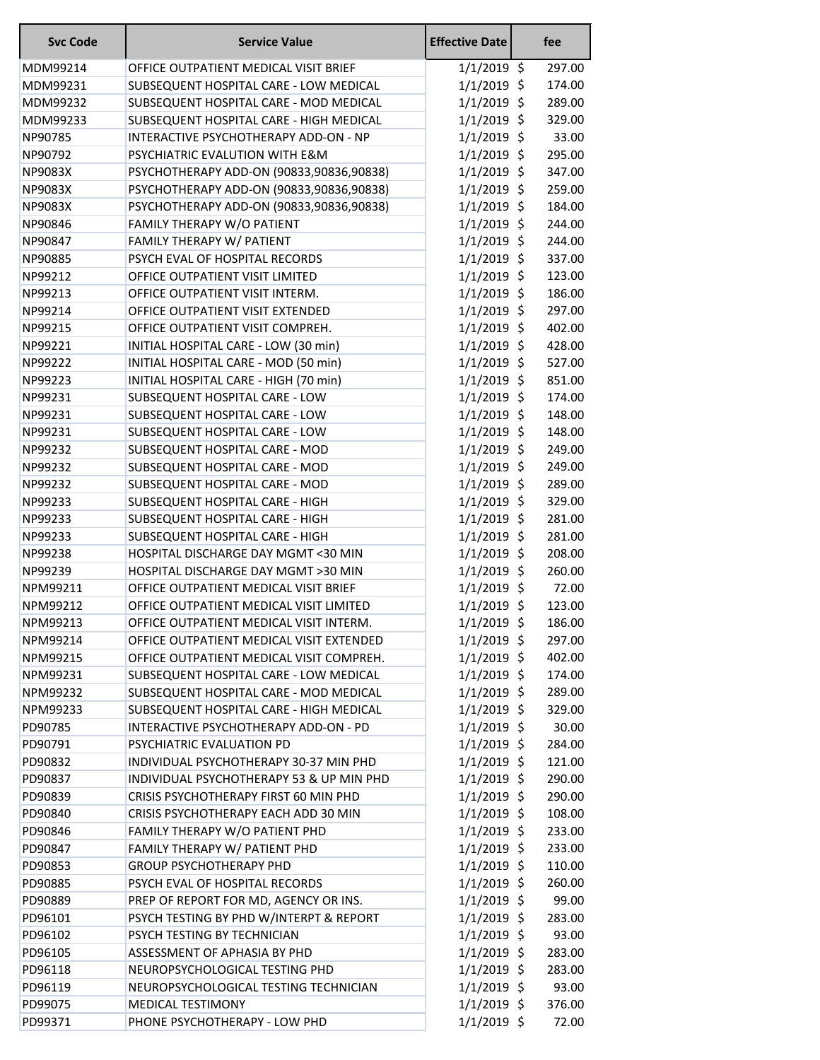| Svc Code | Service Value | Effective Date | fee |
|---|---|---|---|
| MDM99214 | OFFICE OUTPATIENT MEDICAL VISIT BRIEF | 1/1/2019 | $ 297.00 |
| MDM99231 | SUBSEQUENT HOSPITAL CARE - LOW MEDICAL | 1/1/2019 | $ 174.00 |
| MDM99232 | SUBSEQUENT HOSPITAL CARE - MOD MEDICAL | 1/1/2019 | $ 289.00 |
| MDM99233 | SUBSEQUENT HOSPITAL CARE - HIGH MEDICAL | 1/1/2019 | $ 329.00 |
| NP90785 | INTERACTIVE PSYCHOTHERAPY ADD-ON - NP | 1/1/2019 | $ 33.00 |
| NP90792 | PSYCHIATRIC EVALUTION WITH E&M | 1/1/2019 | $ 295.00 |
| NP9083X | PSYCHOTHERAPY ADD-ON (90833,90836,90838) | 1/1/2019 | $ 347.00 |
| NP9083X | PSYCHOTHERAPY ADD-ON (90833,90836,90838) | 1/1/2019 | $ 259.00 |
| NP9083X | PSYCHOTHERAPY ADD-ON (90833,90836,90838) | 1/1/2019 | $ 184.00 |
| NP90846 | FAMILY THERAPY W/O PATIENT | 1/1/2019 | $ 244.00 |
| NP90847 | FAMILY THERAPY W/ PATIENT | 1/1/2019 | $ 244.00 |
| NP90885 | PSYCH EVAL OF HOSPITAL RECORDS | 1/1/2019 | $ 337.00 |
| NP99212 | OFFICE OUTPATIENT VISIT LIMITED | 1/1/2019 | $ 123.00 |
| NP99213 | OFFICE OUTPATIENT VISIT INTERM. | 1/1/2019 | $ 186.00 |
| NP99214 | OFFICE OUTPATIENT VISIT EXTENDED | 1/1/2019 | $ 297.00 |
| NP99215 | OFFICE OUTPATIENT VISIT COMPREH. | 1/1/2019 | $ 402.00 |
| NP99221 | INITIAL HOSPITAL CARE - LOW (30 min) | 1/1/2019 | $ 428.00 |
| NP99222 | INITIAL HOSPITAL CARE - MOD (50 min) | 1/1/2019 | $ 527.00 |
| NP99223 | INITIAL HOSPITAL CARE - HIGH (70 min) | 1/1/2019 | $ 851.00 |
| NP99231 | SUBSEQUENT HOSPITAL CARE - LOW | 1/1/2019 | $ 174.00 |
| NP99231 | SUBSEQUENT HOSPITAL CARE - LOW | 1/1/2019 | $ 148.00 |
| NP99231 | SUBSEQUENT HOSPITAL CARE - LOW | 1/1/2019 | $ 148.00 |
| NP99232 | SUBSEQUENT HOSPITAL CARE - MOD | 1/1/2019 | $ 249.00 |
| NP99232 | SUBSEQUENT HOSPITAL CARE - MOD | 1/1/2019 | $ 249.00 |
| NP99232 | SUBSEQUENT HOSPITAL CARE - MOD | 1/1/2019 | $ 289.00 |
| NP99233 | SUBSEQUENT HOSPITAL CARE - HIGH | 1/1/2019 | $ 329.00 |
| NP99233 | SUBSEQUENT HOSPITAL CARE - HIGH | 1/1/2019 | $ 281.00 |
| NP99233 | SUBSEQUENT HOSPITAL CARE - HIGH | 1/1/2019 | $ 281.00 |
| NP99238 | HOSPITAL DISCHARGE DAY MGMT <30 MIN | 1/1/2019 | $ 208.00 |
| NP99239 | HOSPITAL DISCHARGE DAY MGMT >30 MIN | 1/1/2019 | $ 260.00 |
| NPM99211 | OFFICE OUTPATIENT MEDICAL VISIT BRIEF | 1/1/2019 | $ 72.00 |
| NPM99212 | OFFICE OUTPATIENT MEDICAL VISIT LIMITED | 1/1/2019 | $ 123.00 |
| NPM99213 | OFFICE OUTPATIENT MEDICAL VISIT INTERM. | 1/1/2019 | $ 186.00 |
| NPM99214 | OFFICE OUTPATIENT MEDICAL VISIT EXTENDED | 1/1/2019 | $ 297.00 |
| NPM99215 | OFFICE OUTPATIENT MEDICAL VISIT COMPREH. | 1/1/2019 | $ 402.00 |
| NPM99231 | SUBSEQUENT HOSPITAL CARE - LOW MEDICAL | 1/1/2019 | $ 174.00 |
| NPM99232 | SUBSEQUENT HOSPITAL CARE - MOD MEDICAL | 1/1/2019 | $ 289.00 |
| NPM99233 | SUBSEQUENT HOSPITAL CARE - HIGH MEDICAL | 1/1/2019 | $ 329.00 |
| PD90785 | INTERACTIVE PSYCHOTHERAPY ADD-ON - PD | 1/1/2019 | $ 30.00 |
| PD90791 | PSYCHIATRIC EVALUATION PD | 1/1/2019 | $ 284.00 |
| PD90832 | INDIVIDUAL PSYCHOTHERAPY 30-37 MIN PHD | 1/1/2019 | $ 121.00 |
| PD90837 | INDIVIDUAL PSYCHOTHERAPY 53 & UP MIN PHD | 1/1/2019 | $ 290.00 |
| PD90839 | CRISIS PSYCHOTHERAPY FIRST 60 MIN PHD | 1/1/2019 | $ 290.00 |
| PD90840 | CRISIS PSYCHOTHERAPY EACH ADD 30 MIN | 1/1/2019 | $ 108.00 |
| PD90846 | FAMILY THERAPY W/O PATIENT PHD | 1/1/2019 | $ 233.00 |
| PD90847 | FAMILY THERAPY W/ PATIENT PHD | 1/1/2019 | $ 233.00 |
| PD90853 | GROUP PSYCHOTHERAPY PHD | 1/1/2019 | $ 110.00 |
| PD90885 | PSYCH EVAL OF HOSPITAL RECORDS | 1/1/2019 | $ 260.00 |
| PD90889 | PREP OF REPORT FOR MD, AGENCY OR INS. | 1/1/2019 | $ 99.00 |
| PD96101 | PSYCH TESTING BY PHD W/INTERPT & REPORT | 1/1/2019 | $ 283.00 |
| PD96102 | PSYCH TESTING BY TECHNICIAN | 1/1/2019 | $ 93.00 |
| PD96105 | ASSESSMENT OF APHASIA BY PHD | 1/1/2019 | $ 283.00 |
| PD96118 | NEUROPSYCHOLOGICAL TESTING PHD | 1/1/2019 | $ 283.00 |
| PD96119 | NEUROPSYCHOLOGICAL TESTING TECHNICIAN | 1/1/2019 | $ 93.00 |
| PD99075 | MEDICAL TESTIMONY | 1/1/2019 | $ 376.00 |
| PD99371 | PHONE PSYCHOTHERAPY - LOW PHD | 1/1/2019 | $ 72.00 |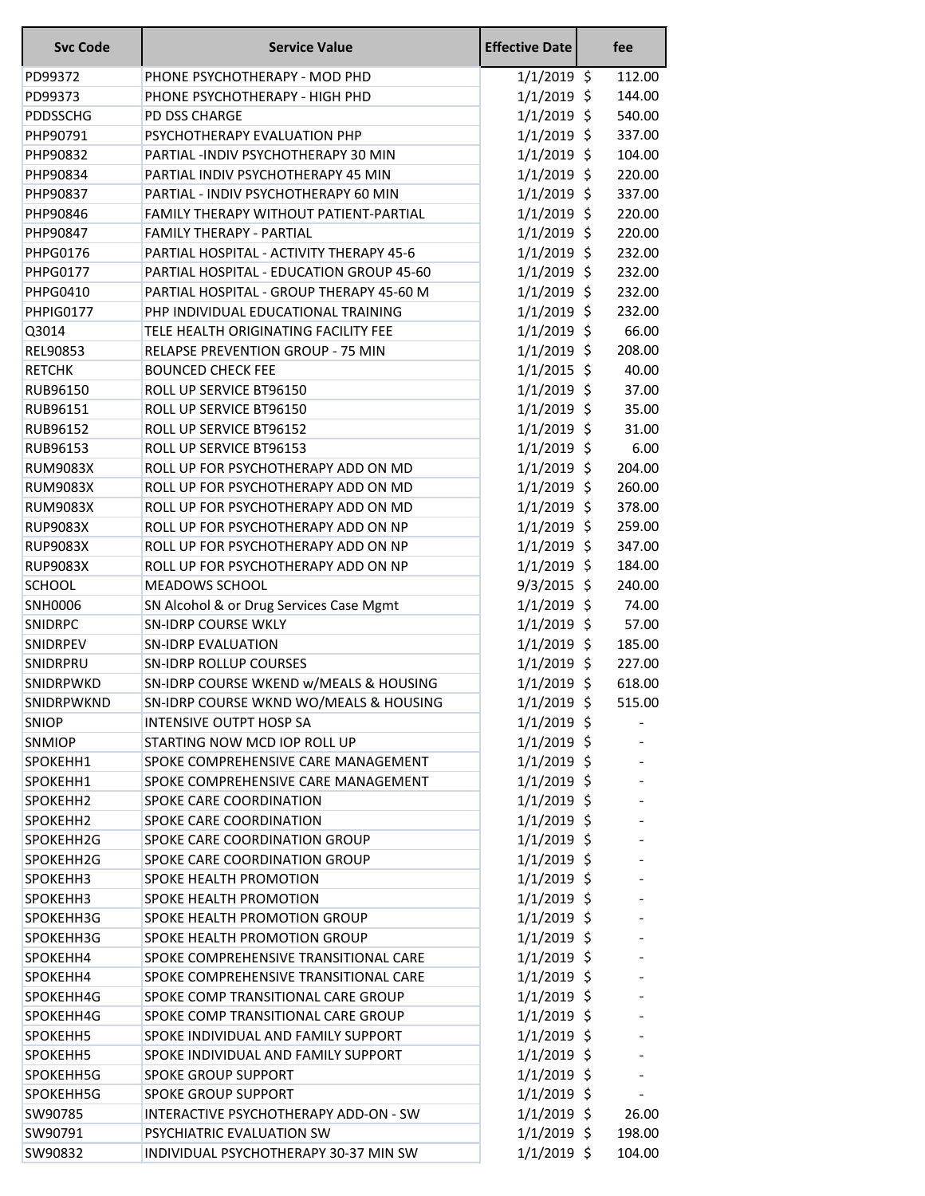| Svc Code | Service Value | Effective Date | fee |
|---|---|---|---|
| PD99372 | PHONE PSYCHOTHERAPY - MOD PHD | 1/1/2019 | $ 112.00 |
| PD99373 | PHONE PSYCHOTHERAPY - HIGH PHD | 1/1/2019 | $ 144.00 |
| PDDSSCHG | PD DSS CHARGE | 1/1/2019 | $ 540.00 |
| PHP90791 | PSYCHOTHERAPY EVALUATION PHP | 1/1/2019 | $ 337.00 |
| PHP90832 | PARTIAL -INDIV PSYCHOTHERAPY 30 MIN | 1/1/2019 | $ 104.00 |
| PHP90834 | PARTIAL INDIV PSYCHOTHERAPY 45 MIN | 1/1/2019 | $ 220.00 |
| PHP90837 | PARTIAL - INDIV PSYCHOTHERAPY 60 MIN | 1/1/2019 | $ 337.00 |
| PHP90846 | FAMILY THERAPY WITHOUT PATIENT-PARTIAL | 1/1/2019 | $ 220.00 |
| PHP90847 | FAMILY THERAPY - PARTIAL | 1/1/2019 | $ 220.00 |
| PHPG0176 | PARTIAL HOSPITAL - ACTIVITY THERAPY 45-6 | 1/1/2019 | $ 232.00 |
| PHPG0177 | PARTIAL HOSPITAL - EDUCATION GROUP 45-60 | 1/1/2019 | $ 232.00 |
| PHPG0410 | PARTIAL HOSPITAL - GROUP THERAPY 45-60 M | 1/1/2019 | $ 232.00 |
| PHPIG0177 | PHP INDIVIDUAL EDUCATIONAL TRAINING | 1/1/2019 | $ 232.00 |
| Q3014 | TELE HEALTH ORIGINATING FACILITY FEE | 1/1/2019 | $ 66.00 |
| REL90853 | RELAPSE PREVENTION GROUP - 75 MIN | 1/1/2019 | $ 208.00 |
| RETCHK | BOUNCED CHECK FEE | 1/1/2015 | $ 40.00 |
| RUB96150 | ROLL UP SERVICE BT96150 | 1/1/2019 | $ 37.00 |
| RUB96151 | ROLL UP SERVICE BT96150 | 1/1/2019 | $ 35.00 |
| RUB96152 | ROLL UP SERVICE BT96152 | 1/1/2019 | $ 31.00 |
| RUB96153 | ROLL UP SERVICE BT96153 | 1/1/2019 | $ 6.00 |
| RUM9083X | ROLL UP FOR PSYCHOTHERAPY ADD ON MD | 1/1/2019 | $ 204.00 |
| RUM9083X | ROLL UP FOR PSYCHOTHERAPY ADD ON MD | 1/1/2019 | $ 260.00 |
| RUM9083X | ROLL UP FOR PSYCHOTHERAPY ADD ON MD | 1/1/2019 | $ 378.00 |
| RUP9083X | ROLL UP FOR PSYCHOTHERAPY ADD ON NP | 1/1/2019 | $ 259.00 |
| RUP9083X | ROLL UP FOR PSYCHOTHERAPY ADD ON NP | 1/1/2019 | $ 347.00 |
| RUP9083X | ROLL UP FOR PSYCHOTHERAPY ADD ON NP | 1/1/2019 | $ 184.00 |
| SCHOOL | MEADOWS SCHOOL | 9/3/2015 | $ 240.00 |
| SNH0006 | SN Alcohol & or Drug Services Case Mgmt | 1/1/2019 | $ 74.00 |
| SNIDRPC | SN-IDRP COURSE WKLY | 1/1/2019 | $ 57.00 |
| SNIDRPEV | SN-IDRP EVALUATION | 1/1/2019 | $ 185.00 |
| SNIDRPRU | SN-IDRP ROLLUP COURSES | 1/1/2019 | $ 227.00 |
| SNIDRPWKD | SN-IDRP COURSE WKEND w/MEALS & HOUSING | 1/1/2019 | $ 618.00 |
| SNIDRPWKND | SN-IDRP COURSE WKND WO/MEALS & HOUSING | 1/1/2019 | $ 515.00 |
| SNIOP | INTENSIVE OUTPT HOSP SA | 1/1/2019 | $ - |
| SNMIOP | STARTING NOW MCD IOP ROLL UP | 1/1/2019 | $ - |
| SPOKEHH1 | SPOKE COMPREHENSIVE CARE MANAGEMENT | 1/1/2019 | $ - |
| SPOKEHH1 | SPOKE COMPREHENSIVE CARE MANAGEMENT | 1/1/2019 | $ - |
| SPOKEHH2 | SPOKE CARE COORDINATION | 1/1/2019 | $ - |
| SPOKEHH2 | SPOKE CARE COORDINATION | 1/1/2019 | $ - |
| SPOKEHH2G | SPOKE CARE COORDINATION GROUP | 1/1/2019 | $ - |
| SPOKEHH2G | SPOKE CARE COORDINATION GROUP | 1/1/2019 | $ - |
| SPOKEHH3 | SPOKE HEALTH PROMOTION | 1/1/2019 | $ - |
| SPOKEHH3 | SPOKE HEALTH PROMOTION | 1/1/2019 | $ - |
| SPOKEHH3G | SPOKE HEALTH PROMOTION GROUP | 1/1/2019 | $ - |
| SPOKEHH3G | SPOKE HEALTH PROMOTION GROUP | 1/1/2019 | $ - |
| SPOKEHH4 | SPOKE COMPREHENSIVE TRANSITIONAL CARE | 1/1/2019 | $ - |
| SPOKEHH4 | SPOKE COMPREHENSIVE TRANSITIONAL CARE | 1/1/2019 | $ - |
| SPOKEHH4G | SPOKE COMP TRANSITIONAL CARE GROUP | 1/1/2019 | $ - |
| SPOKEHH4G | SPOKE COMP TRANSITIONAL CARE GROUP | 1/1/2019 | $ - |
| SPOKEHH5 | SPOKE INDIVIDUAL AND FAMILY SUPPORT | 1/1/2019 | $ - |
| SPOKEHH5 | SPOKE INDIVIDUAL AND FAMILY SUPPORT | 1/1/2019 | $ - |
| SPOKEHH5G | SPOKE GROUP SUPPORT | 1/1/2019 | $ - |
| SPOKEHH5G | SPOKE GROUP SUPPORT | 1/1/2019 | $ - |
| SW90785 | INTERACTIVE PSYCHOTHERAPY ADD-ON - SW | 1/1/2019 | $ 26.00 |
| SW90791 | PSYCHIATRIC EVALUATION SW | 1/1/2019 | $ 198.00 |
| SW90832 | INDIVIDUAL PSYCHOTHERAPY 30-37 MIN SW | 1/1/2019 | $ 104.00 |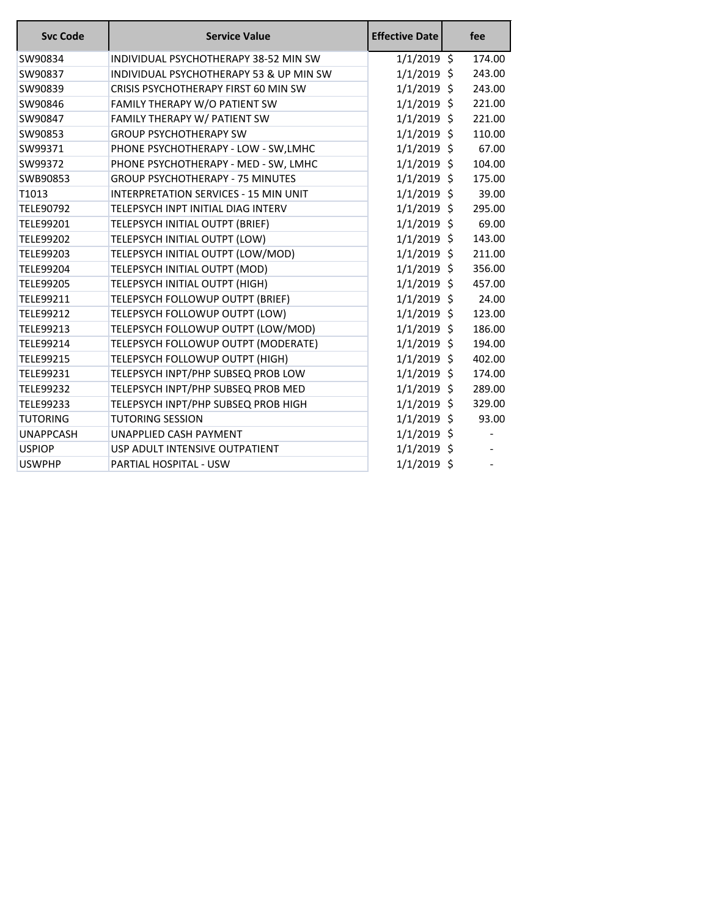| Svc Code | Service Value | Effective Date | fee |
|---|---|---|---|
| SW90834 | INDIVIDUAL PSYCHOTHERAPY 38-52 MIN SW | 1/1/2019 | $ 174.00 |
| SW90837 | INDIVIDUAL PSYCHOTHERAPY 53 & UP MIN SW | 1/1/2019 | $ 243.00 |
| SW90839 | CRISIS PSYCHOTHERAPY FIRST 60 MIN SW | 1/1/2019 | $ 243.00 |
| SW90846 | FAMILY THERAPY W/O PATIENT SW | 1/1/2019 | $ 221.00 |
| SW90847 | FAMILY THERAPY W/ PATIENT SW | 1/1/2019 | $ 221.00 |
| SW90853 | GROUP PSYCHOTHERAPY SW | 1/1/2019 | $ 110.00 |
| SW99371 | PHONE PSYCHOTHERAPY - LOW - SW,LMHC | 1/1/2019 | $ 67.00 |
| SW99372 | PHONE PSYCHOTHERAPY - MED - SW, LMHC | 1/1/2019 | $ 104.00 |
| SWB90853 | GROUP PSYCHOTHERAPY - 75 MINUTES | 1/1/2019 | $ 175.00 |
| T1013 | INTERPRETATION SERVICES - 15 MIN UNIT | 1/1/2019 | $ 39.00 |
| TELE90792 | TELEPSYCH INPT INITIAL DIAG INTERV | 1/1/2019 | $ 295.00 |
| TELE99201 | TELEPSYCH INITIAL OUTPT (BRIEF) | 1/1/2019 | $ 69.00 |
| TELE99202 | TELEPSYCH INITIAL OUTPT (LOW) | 1/1/2019 | $ 143.00 |
| TELE99203 | TELEPSYCH INITIAL OUTPT (LOW/MOD) | 1/1/2019 | $ 211.00 |
| TELE99204 | TELEPSYCH INITIAL OUTPT (MOD) | 1/1/2019 | $ 356.00 |
| TELE99205 | TELEPSYCH INITIAL OUTPT (HIGH) | 1/1/2019 | $ 457.00 |
| TELE99211 | TELEPSYCH FOLLOWUP OUTPT (BRIEF) | 1/1/2019 | $ 24.00 |
| TELE99212 | TELEPSYCH FOLLOWUP OUTPT (LOW) | 1/1/2019 | $ 123.00 |
| TELE99213 | TELEPSYCH FOLLOWUP OUTPT (LOW/MOD) | 1/1/2019 | $ 186.00 |
| TELE99214 | TELEPSYCH FOLLOWUP OUTPT (MODERATE) | 1/1/2019 | $ 194.00 |
| TELE99215 | TELEPSYCH FOLLOWUP OUTPT (HIGH) | 1/1/2019 | $ 402.00 |
| TELE99231 | TELEPSYCH INPT/PHP SUBSEQ PROB LOW | 1/1/2019 | $ 174.00 |
| TELE99232 | TELEPSYCH INPT/PHP SUBSEQ PROB MED | 1/1/2019 | $ 289.00 |
| TELE99233 | TELEPSYCH INPT/PHP SUBSEQ PROB HIGH | 1/1/2019 | $ 329.00 |
| TUTORING | TUTORING SESSION | 1/1/2019 | $ 93.00 |
| UNAPPCASH | UNAPPLIED CASH PAYMENT | 1/1/2019 | $ - |
| USPIOP | USP ADULT INTENSIVE OUTPATIENT | 1/1/2019 | $ - |
| USWPHP | PARTIAL HOSPITAL - USW | 1/1/2019 | $ - |